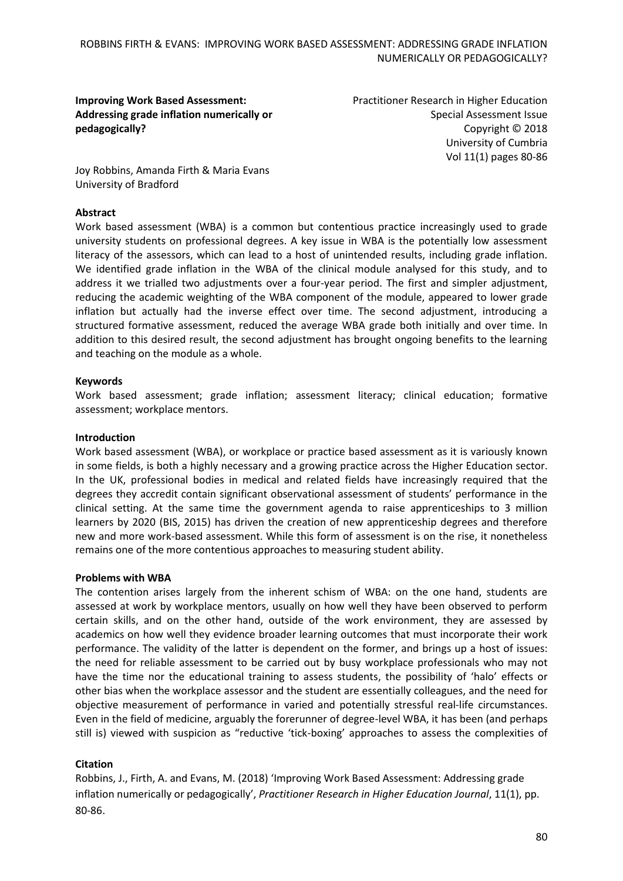**Improving Work Based Assessment: Addressing grade inflation numerically or pedagogically?**

Practitioner Research in Higher Education
Special Assessment Issue
Copyright © 2018
University of Cumbria
Vol 11(1) pages 80-86

Joy Robbins, Amanda Firth & Maria Evans
University of Bradford

## Abstract

Work based assessment (WBA) is a common but contentious practice increasingly used to grade university students on professional degrees. A key issue in WBA is the potentially low assessment literacy of the assessors, which can lead to a host of unintended results, including grade inflation. We identified grade inflation in the WBA of the clinical module analysed for this study, and to address it we trialled two adjustments over a four-year period. The first and simpler adjustment, reducing the academic weighting of the WBA component of the module, appeared to lower grade inflation but actually had the inverse effect over time. The second adjustment, introducing a structured formative assessment, reduced the average WBA grade both initially and over time. In addition to this desired result, the second adjustment has brought ongoing benefits to the learning and teaching on the module as a whole.

## Keywords

Work based assessment; grade inflation; assessment literacy; clinical education; formative assessment; workplace mentors.

## Introduction

Work based assessment (WBA), or workplace or practice based assessment as it is variously known in some fields, is both a highly necessary and a growing practice across the Higher Education sector. In the UK, professional bodies in medical and related fields have increasingly required that the degrees they accredit contain significant observational assessment of students' performance in the clinical setting. At the same time the government agenda to raise apprenticeships to 3 million learners by 2020 (BIS, 2015) has driven the creation of new apprenticeship degrees and therefore new and more work-based assessment. While this form of assessment is on the rise, it nonetheless remains one of the more contentious approaches to measuring student ability.

## Problems with WBA

The contention arises largely from the inherent schism of WBA: on the one hand, students are assessed at work by workplace mentors, usually on how well they have been observed to perform certain skills, and on the other hand, outside of the work environment, they are assessed by academics on how well they evidence broader learning outcomes that must incorporate their work performance. The validity of the latter is dependent on the former, and brings up a host of issues: the need for reliable assessment to be carried out by busy workplace professionals who may not have the time nor the educational training to assess students, the possibility of 'halo' effects or other bias when the workplace assessor and the student are essentially colleagues, and the need for objective measurement of performance in varied and potentially stressful real-life circumstances. Even in the field of medicine, arguably the forerunner of degree-level WBA, it has been (and perhaps still is) viewed with suspicion as "reductive 'tick-boxing' approaches to assess the complexities of

## Citation

Robbins, J., Firth, A. and Evans, M. (2018) 'Improving Work Based Assessment: Addressing grade inflation numerically or pedagogically', *Practitioner Research in Higher Education Journal*, 11(1), pp. 80-86.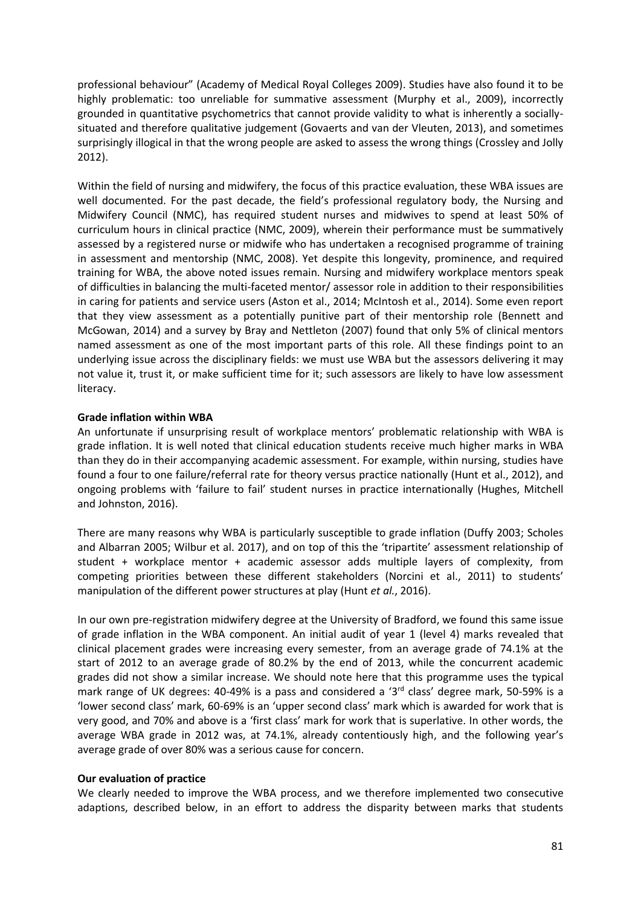professional behaviour" (Academy of Medical Royal Colleges 2009). Studies have also found it to be highly problematic: too unreliable for summative assessment (Murphy et al., 2009), incorrectly grounded in quantitative psychometrics that cannot provide validity to what is inherently a socially-situated and therefore qualitative judgement (Govaerts and van der Vleuten, 2013), and sometimes surprisingly illogical in that the wrong people are asked to assess the wrong things (Crossley and Jolly 2012).

Within the field of nursing and midwifery, the focus of this practice evaluation, these WBA issues are well documented. For the past decade, the field's professional regulatory body, the Nursing and Midwifery Council (NMC), has required student nurses and midwives to spend at least 50% of curriculum hours in clinical practice (NMC, 2009), wherein their performance must be summatively assessed by a registered nurse or midwife who has undertaken a recognised programme of training in assessment and mentorship (NMC, 2008). Yet despite this longevity, prominence, and required training for WBA, the above noted issues remain. Nursing and midwifery workplace mentors speak of difficulties in balancing the multi-faceted mentor/ assessor role in addition to their responsibilities in caring for patients and service users (Aston et al., 2014; McIntosh et al., 2014). Some even report that they view assessment as a potentially punitive part of their mentorship role (Bennett and McGowan, 2014) and a survey by Bray and Nettleton (2007) found that only 5% of clinical mentors named assessment as one of the most important parts of this role. All these findings point to an underlying issue across the disciplinary fields: we must use WBA but the assessors delivering it may not value it, trust it, or make sufficient time for it; such assessors are likely to have low assessment literacy.

**Grade inflation within WBA**

An unfortunate if unsurprising result of workplace mentors' problematic relationship with WBA is grade inflation. It is well noted that clinical education students receive much higher marks in WBA than they do in their accompanying academic assessment. For example, within nursing, studies have found a four to one failure/referral rate for theory versus practice nationally (Hunt et al., 2012), and ongoing problems with 'failure to fail' student nurses in practice internationally (Hughes, Mitchell and Johnston, 2016).

There are many reasons why WBA is particularly susceptible to grade inflation (Duffy 2003; Scholes and Albarran 2005; Wilbur et al. 2017), and on top of this the 'tripartite' assessment relationship of student + workplace mentor + academic assessor adds multiple layers of complexity, from competing priorities between these different stakeholders (Norcini et al., 2011) to students' manipulation of the different power structures at play (Hunt *et al.*, 2016).

In our own pre-registration midwifery degree at the University of Bradford, we found this same issue of grade inflation in the WBA component. An initial audit of year 1 (level 4) marks revealed that clinical placement grades were increasing every semester, from an average grade of 74.1% at the start of 2012 to an average grade of 80.2% by the end of 2013, while the concurrent academic grades did not show a similar increase. We should note here that this programme uses the typical mark range of UK degrees: 40-49% is a pass and considered a '3rd class' degree mark, 50-59% is a 'lower second class' mark, 60-69% is an 'upper second class' mark which is awarded for work that is very good, and 70% and above is a 'first class' mark for work that is superlative. In other words, the average WBA grade in 2012 was, at 74.1%, already contentiously high, and the following year's average grade of over 80% was a serious cause for concern.

**Our evaluation of practice**

We clearly needed to improve the WBA process, and we therefore implemented two consecutive adaptions, described below, in an effort to address the disparity between marks that students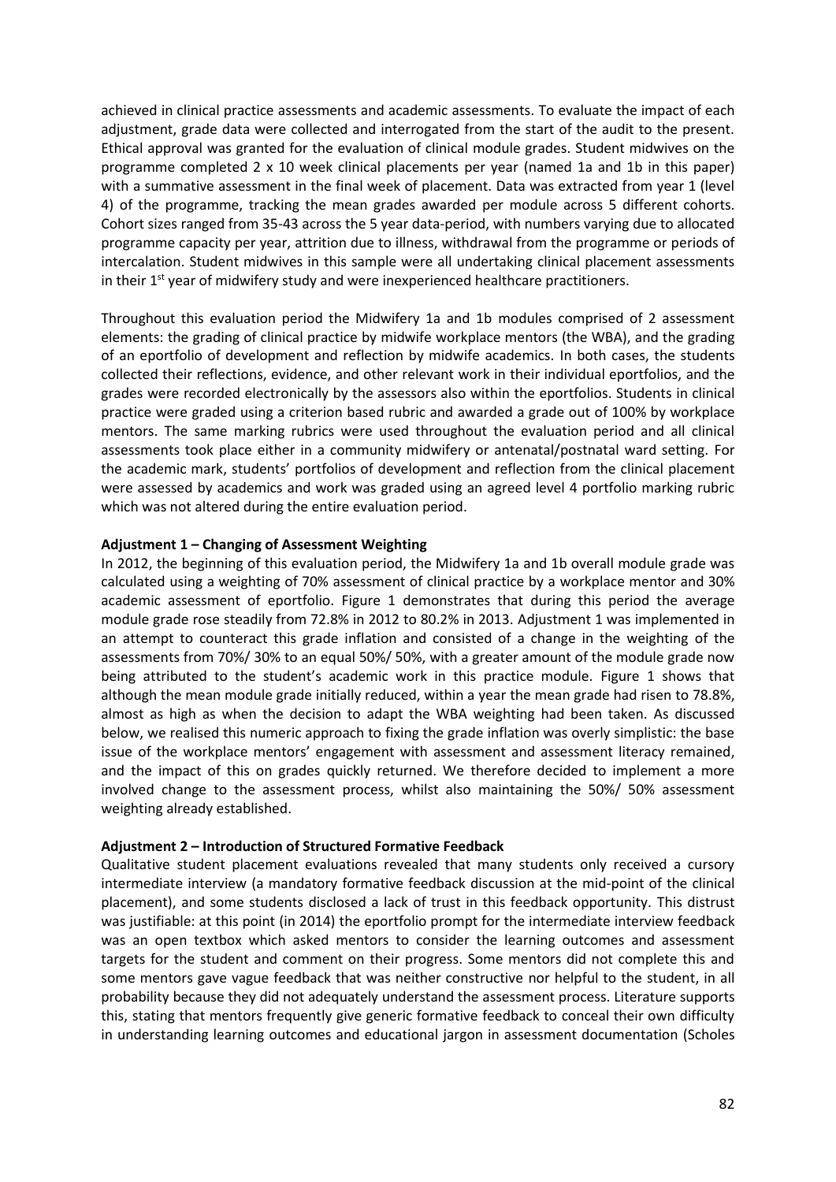achieved in clinical practice assessments and academic assessments. To evaluate the impact of each adjustment, grade data were collected and interrogated from the start of the audit to the present. Ethical approval was granted for the evaluation of clinical module grades. Student midwives on the programme completed 2 x 10 week clinical placements per year (named 1a and 1b in this paper) with a summative assessment in the final week of placement. Data was extracted from year 1 (level 4) of the programme, tracking the mean grades awarded per module across 5 different cohorts. Cohort sizes ranged from 35-43 across the 5 year data-period, with numbers varying due to allocated programme capacity per year, attrition due to illness, withdrawal from the programme or periods of intercalation. Student midwives in this sample were all undertaking clinical placement assessments in their 1st year of midwifery study and were inexperienced healthcare practitioners.

Throughout this evaluation period the Midwifery 1a and 1b modules comprised of 2 assessment elements: the grading of clinical practice by midwife workplace mentors (the WBA), and the grading of an eportfolio of development and reflection by midwife academics. In both cases, the students collected their reflections, evidence, and other relevant work in their individual eportfolios, and the grades were recorded electronically by the assessors also within the eportfolios. Students in clinical practice were graded using a criterion based rubric and awarded a grade out of 100% by workplace mentors. The same marking rubrics were used throughout the evaluation period and all clinical assessments took place either in a community midwifery or antenatal/postnatal ward setting. For the academic mark, students' portfolios of development and reflection from the clinical placement were assessed by academics and work was graded using an agreed level 4 portfolio marking rubric which was not altered during the entire evaluation period.

**Adjustment 1 – Changing of Assessment Weighting**

In 2012, the beginning of this evaluation period, the Midwifery 1a and 1b overall module grade was calculated using a weighting of 70% assessment of clinical practice by a workplace mentor and 30% academic assessment of eportfolio. Figure 1 demonstrates that during this period the average module grade rose steadily from 72.8% in 2012 to 80.2% in 2013. Adjustment 1 was implemented in an attempt to counteract this grade inflation and consisted of a change in the weighting of the assessments from 70%/ 30% to an equal 50%/ 50%, with a greater amount of the module grade now being attributed to the student's academic work in this practice module. Figure 1 shows that although the mean module grade initially reduced, within a year the mean grade had risen to 78.8%, almost as high as when the decision to adapt the WBA weighting had been taken. As discussed below, we realised this numeric approach to fixing the grade inflation was overly simplistic: the base issue of the workplace mentors' engagement with assessment and assessment literacy remained, and the impact of this on grades quickly returned. We therefore decided to implement a more involved change to the assessment process, whilst also maintaining the 50%/ 50% assessment weighting already established.

**Adjustment 2 – Introduction of Structured Formative Feedback**

Qualitative student placement evaluations revealed that many students only received a cursory intermediate interview (a mandatory formative feedback discussion at the mid-point of the clinical placement), and some students disclosed a lack of trust in this feedback opportunity. This distrust was justifiable: at this point (in 2014) the eportfolio prompt for the intermediate interview feedback was an open textbox which asked mentors to consider the learning outcomes and assessment targets for the student and comment on their progress. Some mentors did not complete this and some mentors gave vague feedback that was neither constructive nor helpful to the student, in all probability because they did not adequately understand the assessment process. Literature supports this, stating that mentors frequently give generic formative feedback to conceal their own difficulty in understanding learning outcomes and educational jargon in assessment documentation (Scholes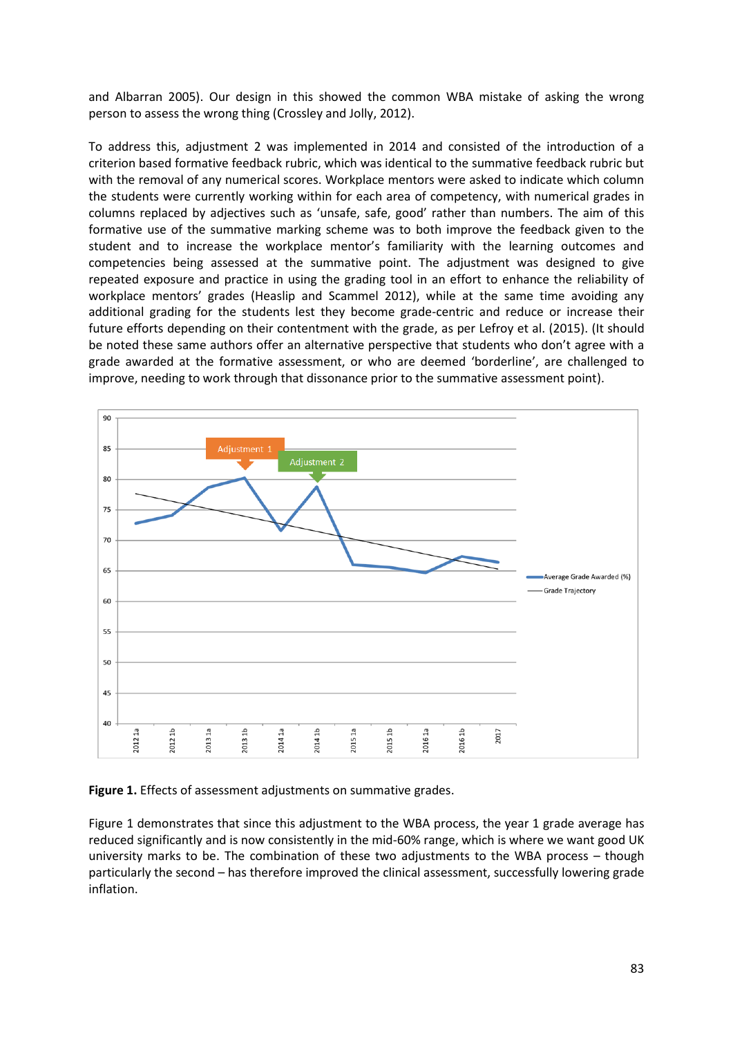and Albarran 2005). Our design in this showed the common WBA mistake of asking the wrong person to assess the wrong thing (Crossley and Jolly, 2012).

To address this, adjustment 2 was implemented in 2014 and consisted of the introduction of a criterion based formative feedback rubric, which was identical to the summative feedback rubric but with the removal of any numerical scores. Workplace mentors were asked to indicate which column the students were currently working within for each area of competency, with numerical grades in columns replaced by adjectives such as 'unsafe, safe, good' rather than numbers. The aim of this formative use of the summative marking scheme was to both improve the feedback given to the student and to increase the workplace mentor's familiarity with the learning outcomes and competencies being assessed at the summative point. The adjustment was designed to give repeated exposure and practice in using the grading tool in an effort to enhance the reliability of workplace mentors' grades (Heaslip and Scammel 2012), while at the same time avoiding any additional grading for the students lest they become grade-centric and reduce or increase their future efforts depending on their contentment with the grade, as per Lefroy et al. (2015). (It should be noted these same authors offer an alternative perspective that students who don't agree with a grade awarded at the formative assessment, or who are deemed 'borderline', are challenged to improve, needing to work through that dissonance prior to the summative assessment point).

**Figure 1.** Effects of assessment adjustments on summative grades.

Figure 1 demonstrates that since this adjustment to the WBA process, the year 1 grade average has reduced significantly and is now consistently in the mid-60% range, which is where we want good UK university marks to be. The combination of these two adjustments to the WBA process – though particularly the second – has therefore improved the clinical assessment, successfully lowering grade inflation.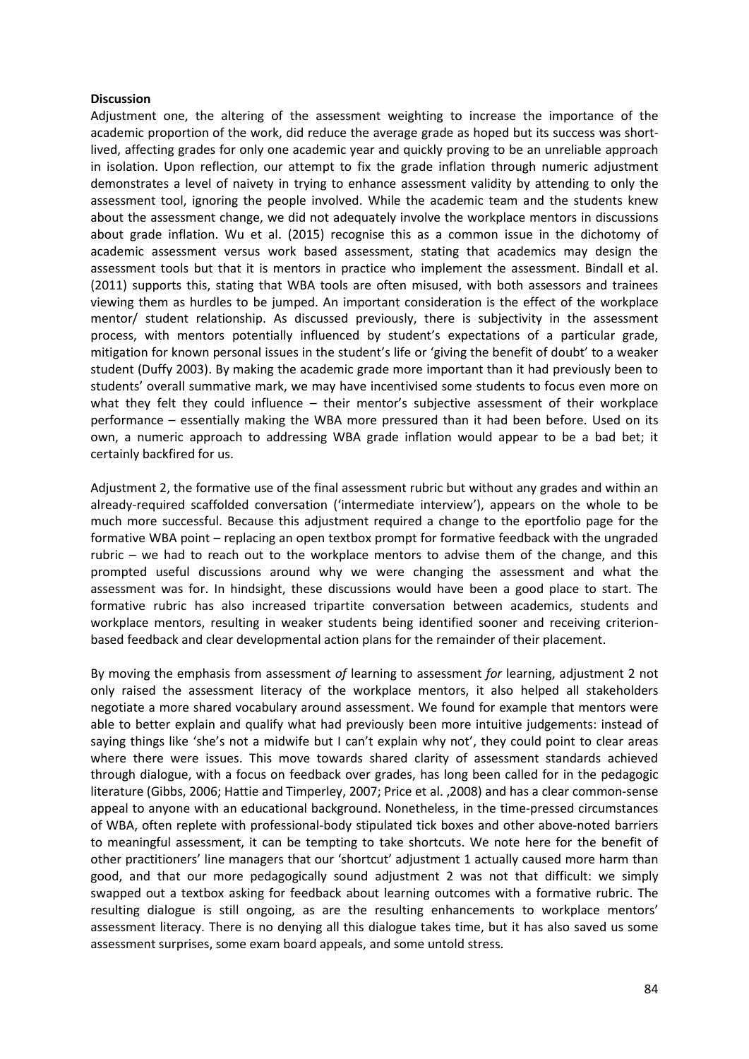**Discussion**

Adjustment one, the altering of the assessment weighting to increase the importance of the academic proportion of the work, did reduce the average grade as hoped but its success was short-lived, affecting grades for only one academic year and quickly proving to be an unreliable approach in isolation. Upon reflection, our attempt to fix the grade inflation through numeric adjustment demonstrates a level of naivety in trying to enhance assessment validity by attending to only the assessment tool, ignoring the people involved. While the academic team and the students knew about the assessment change, we did not adequately involve the workplace mentors in discussions about grade inflation. Wu et al. (2015) recognise this as a common issue in the dichotomy of academic assessment versus work based assessment, stating that academics may design the assessment tools but that it is mentors in practice who implement the assessment. Bindall et al. (2011) supports this, stating that WBA tools are often misused, with both assessors and trainees viewing them as hurdles to be jumped. An important consideration is the effect of the workplace mentor/ student relationship. As discussed previously, there is subjectivity in the assessment process, with mentors potentially influenced by student's expectations of a particular grade, mitigation for known personal issues in the student's life or 'giving the benefit of doubt' to a weaker student (Duffy 2003). By making the academic grade more important than it had previously been to students' overall summative mark, we may have incentivised some students to focus even more on what they felt they could influence – their mentor's subjective assessment of their workplace performance – essentially making the WBA more pressured than it had been before. Used on its own, a numeric approach to addressing WBA grade inflation would appear to be a bad bet; it certainly backfired for us.

Adjustment 2, the formative use of the final assessment rubric but without any grades and within an already-required scaffolded conversation ('intermediate interview'), appears on the whole to be much more successful. Because this adjustment required a change to the eportfolio page for the formative WBA point – replacing an open textbox prompt for formative feedback with the ungraded rubric – we had to reach out to the workplace mentors to advise them of the change, and this prompted useful discussions around why we were changing the assessment and what the assessment was for. In hindsight, these discussions would have been a good place to start. The formative rubric has also increased tripartite conversation between academics, students and workplace mentors, resulting in weaker students being identified sooner and receiving criterion-based feedback and clear developmental action plans for the remainder of their placement.

By moving the emphasis from assessment *of* learning to assessment *for* learning, adjustment 2 not only raised the assessment literacy of the workplace mentors, it also helped all stakeholders negotiate a more shared vocabulary around assessment. We found for example that mentors were able to better explain and qualify what had previously been more intuitive judgements: instead of saying things like 'she's not a midwife but I can't explain why not', they could point to clear areas where there were issues. This move towards shared clarity of assessment standards achieved through dialogue, with a focus on feedback over grades, has long been called for in the pedagogic literature (Gibbs, 2006; Hattie and Timperley, 2007; Price et al. ,2008) and has a clear common-sense appeal to anyone with an educational background. Nonetheless, in the time-pressed circumstances of WBA, often replete with professional-body stipulated tick boxes and other above-noted barriers to meaningful assessment, it can be tempting to take shortcuts. We note here for the benefit of other practitioners' line managers that our 'shortcut' adjustment 1 actually caused more harm than good, and that our more pedagogically sound adjustment 2 was not that difficult: we simply swapped out a textbox asking for feedback about learning outcomes with a formative rubric. The resulting dialogue is still ongoing, as are the resulting enhancements to workplace mentors' assessment literacy. There is no denying all this dialogue takes time, but it has also saved us some assessment surprises, some exam board appeals, and some untold stress.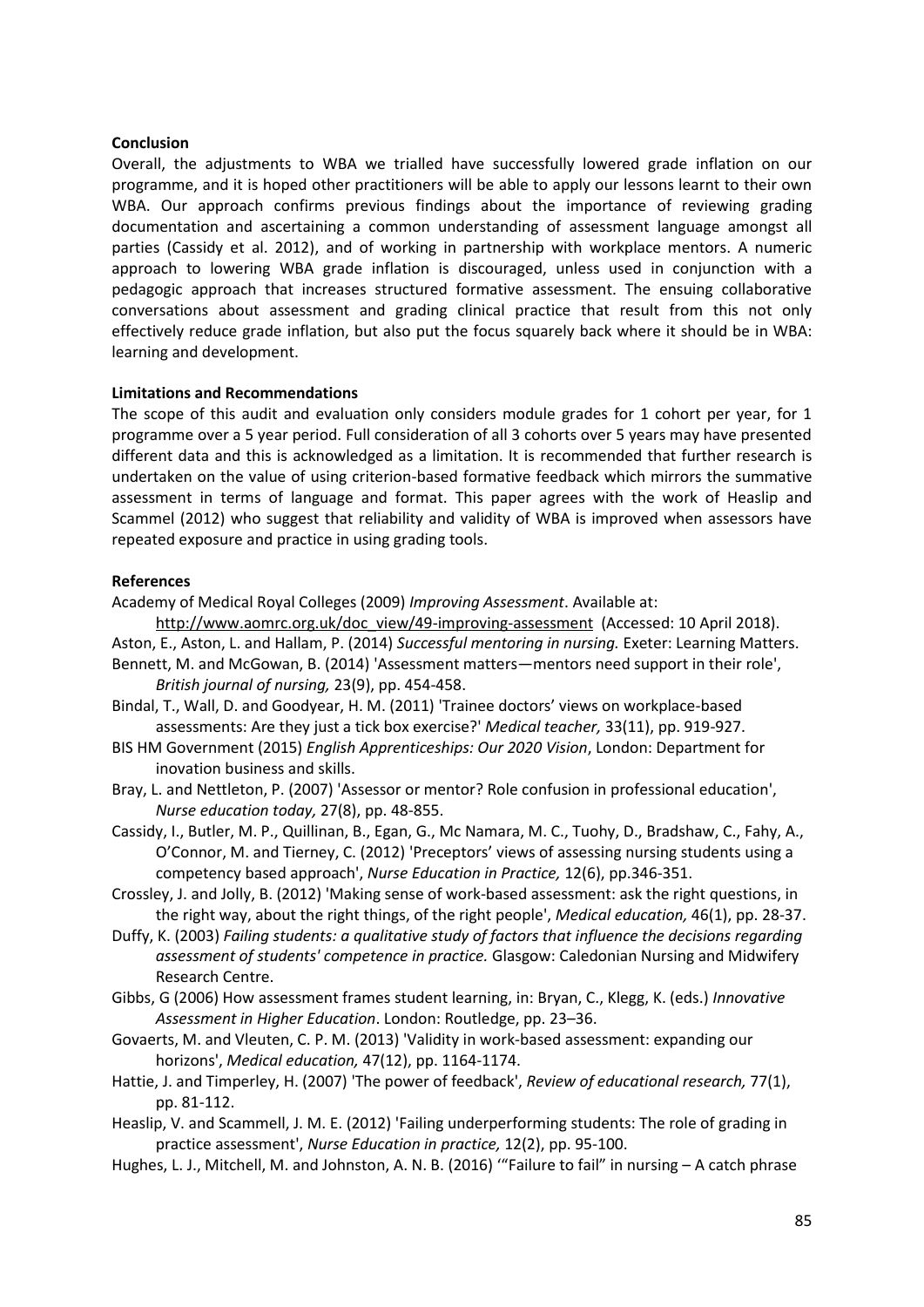**Conclusion**

Overall, the adjustments to WBA we trialled have successfully lowered grade inflation on our programme, and it is hoped other practitioners will be able to apply our lessons learnt to their own WBA. Our approach confirms previous findings about the importance of reviewing grading documentation and ascertaining a common understanding of assessment language amongst all parties (Cassidy et al. 2012), and of working in partnership with workplace mentors. A numeric approach to lowering WBA grade inflation is discouraged, unless used in conjunction with a pedagogic approach that increases structured formative assessment. The ensuing collaborative conversations about assessment and grading clinical practice that result from this not only effectively reduce grade inflation, but also put the focus squarely back where it should be in WBA: learning and development.

**Limitations and Recommendations**

The scope of this audit and evaluation only considers module grades for 1 cohort per year, for 1 programme over a 5 year period. Full consideration of all 3 cohorts over 5 years may have presented different data and this is acknowledged as a limitation. It is recommended that further research is undertaken on the value of using criterion-based formative feedback which mirrors the summative assessment in terms of language and format. This paper agrees with the work of Heaslip and Scammel (2012) who suggest that reliability and validity of WBA is improved when assessors have repeated exposure and practice in using grading tools.

**References**

Academy of Medical Royal Colleges (2009) *Improving Assessment*. Available at: http://www.aomrc.org.uk/doc_view/49-improving-assessment (Accessed: 10 April 2018).

Aston, E., Aston, L. and Hallam, P. (2014) *Successful mentoring in nursing.* Exeter: Learning Matters.

Bennett, M. and McGowan, B. (2014) 'Assessment matters—mentors need support in their role', *British journal of nursing,* 23(9), pp. 454-458.

Bindal, T., Wall, D. and Goodyear, H. M. (2011) 'Trainee doctors' views on workplace-based assessments: Are they just a tick box exercise?' *Medical teacher,* 33(11), pp. 919-927.

BIS HM Government (2015) *English Apprenticeships: Our 2020 Vision*, London: Department for inovation business and skills.

Bray, L. and Nettleton, P. (2007) 'Assessor or mentor? Role confusion in professional education', *Nurse education today,* 27(8), pp. 48-855.

Cassidy, I., Butler, M. P., Quillinan, B., Egan, G., Mc Namara, M. C., Tuohy, D., Bradshaw, C., Fahy, A., O'Connor, M. and Tierney, C. (2012) 'Preceptors' views of assessing nursing students using a competency based approach', *Nurse Education in Practice,* 12(6), pp.346-351.

Crossley, J. and Jolly, B. (2012) 'Making sense of work-based assessment: ask the right questions, in the right way, about the right things, of the right people', *Medical education,* 46(1), pp. 28-37.

Duffy, K. (2003) *Failing students: a qualitative study of factors that influence the decisions regarding assessment of students' competence in practice.* Glasgow: Caledonian Nursing and Midwifery Research Centre.

Gibbs, G (2006) How assessment frames student learning, in: Bryan, C., Klegg, K. (eds.) *Innovative Assessment in Higher Education*. London: Routledge, pp. 23–36.

Govaerts, M. and Vleuten, C. P. M. (2013) 'Validity in work-based assessment: expanding our horizons', *Medical education,* 47(12), pp. 1164-1174.

Hattie, J. and Timperley, H. (2007) 'The power of feedback', *Review of educational research,* 77(1), pp. 81-112.

Heaslip, V. and Scammell, J. M. E. (2012) 'Failing underperforming students: The role of grading in practice assessment', *Nurse Education in practice,* 12(2), pp. 95-100.

Hughes, L. J., Mitchell, M. and Johnston, A. N. B. (2016) '"Failure to fail" in nursing – A catch phrase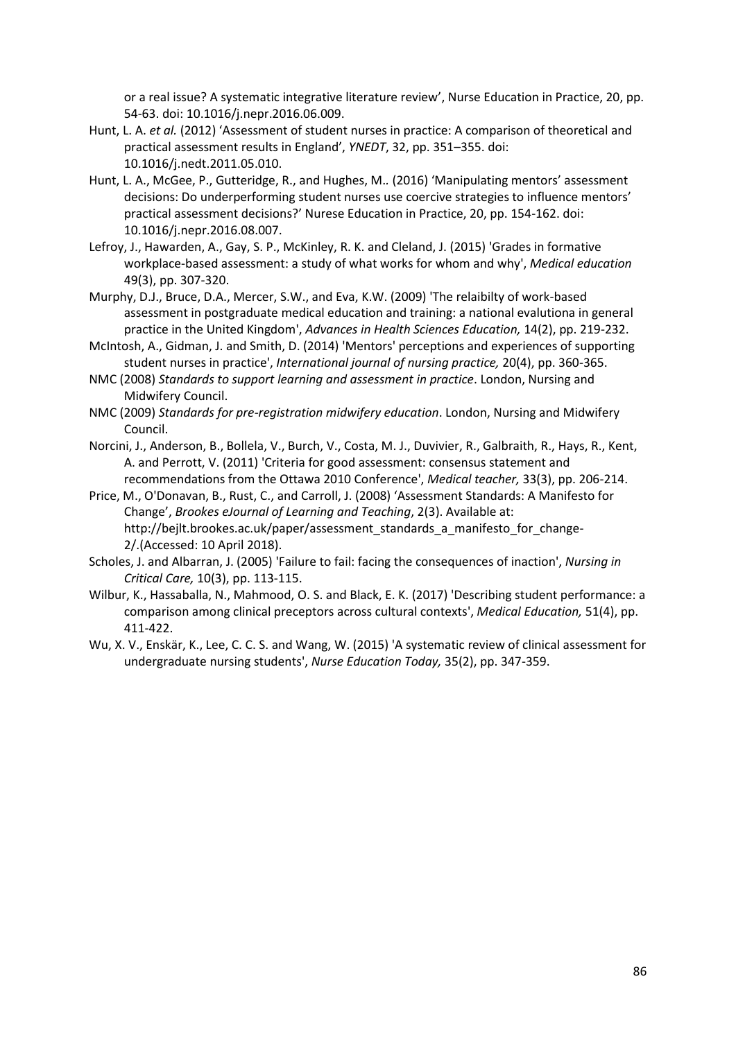or a real issue? A systematic integrative literature review', Nurse Education in Practice, 20, pp. 54-63. doi: 10.1016/j.nepr.2016.06.009.

Hunt, L. A. *et al.* (2012) 'Assessment of student nurses in practice: A comparison of theoretical and practical assessment results in England', *YNEDT*, 32, pp. 351–355. doi: 10.1016/j.nedt.2011.05.010.

Hunt, L. A., McGee, P., Gutteridge, R., and Hughes, M.. (2016) 'Manipulating mentors' assessment decisions: Do underperforming student nurses use coercive strategies to influence mentors' practical assessment decisions?' Nurese Education in Practice, 20, pp. 154-162. doi: 10.1016/j.nepr.2016.08.007.

Lefroy, J., Hawarden, A., Gay, S. P., McKinley, R. K. and Cleland, J. (2015) 'Grades in formative workplace-based assessment: a study of what works for whom and why', *Medical education* 49(3), pp. 307-320.

Murphy, D.J., Bruce, D.A., Mercer, S.W., and Eva, K.W. (2009) 'The relaibilty of work-based assessment in postgraduate medical education and training: a national evalutiona in general practice in the United Kingdom', *Advances in Health Sciences Education,* 14(2), pp. 219-232.

McIntosh, A., Gidman, J. and Smith, D. (2014) 'Mentors' perceptions and experiences of supporting student nurses in practice', *International journal of nursing practice,* 20(4), pp. 360-365.

NMC (2008) *Standards to support learning and assessment in practice*. London, Nursing and Midwifery Council.

NMC (2009) *Standards for pre-registration midwifery education*. London, Nursing and Midwifery Council.

Norcini, J., Anderson, B., Bollela, V., Burch, V., Costa, M. J., Duvivier, R., Galbraith, R., Hays, R., Kent, A. and Perrott, V. (2011) 'Criteria for good assessment: consensus statement and recommendations from the Ottawa 2010 Conference', *Medical teacher,* 33(3), pp. 206-214.

Price, M., O'Donavan, B., Rust, C., and Carroll, J. (2008) 'Assessment Standards: A Manifesto for Change', *Brookes eJournal of Learning and Teaching*, 2(3). Available at: http://bejlt.brookes.ac.uk/paper/assessment_standards_a_manifesto_for_change-2/.(Accessed: 10 April 2018).

Scholes, J. and Albarran, J. (2005) 'Failure to fail: facing the consequences of inaction', *Nursing in Critical Care,* 10(3), pp. 113-115.

Wilbur, K., Hassaballa, N., Mahmood, O. S. and Black, E. K. (2017) 'Describing student performance: a comparison among clinical preceptors across cultural contexts', *Medical Education,* 51(4), pp. 411-422.

Wu, X. V., Enskär, K., Lee, C. C. S. and Wang, W. (2015) 'A systematic review of clinical assessment for undergraduate nursing students', *Nurse Education Today,* 35(2), pp. 347-359.